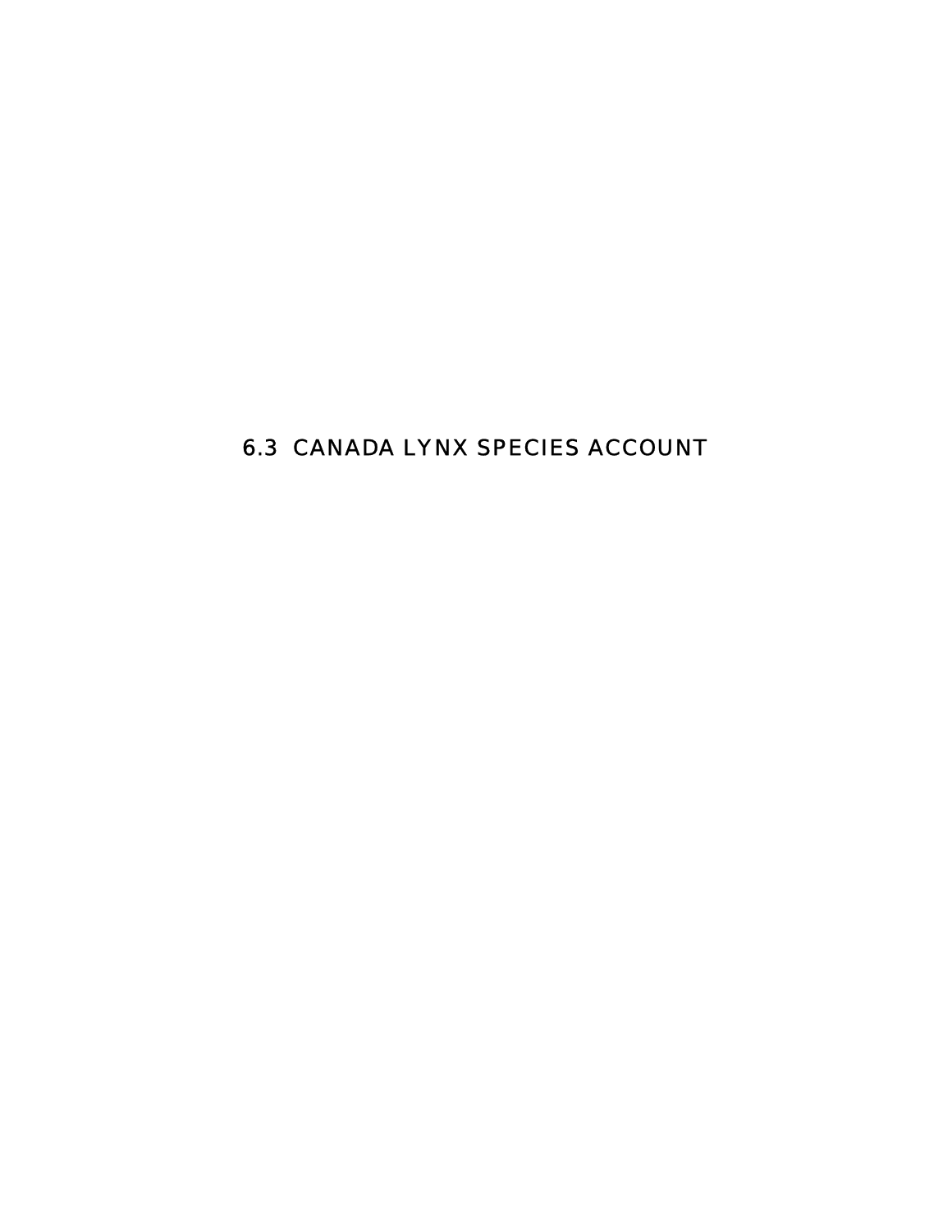# 6.3 CANADA LYNX SPECIES ACCOUNT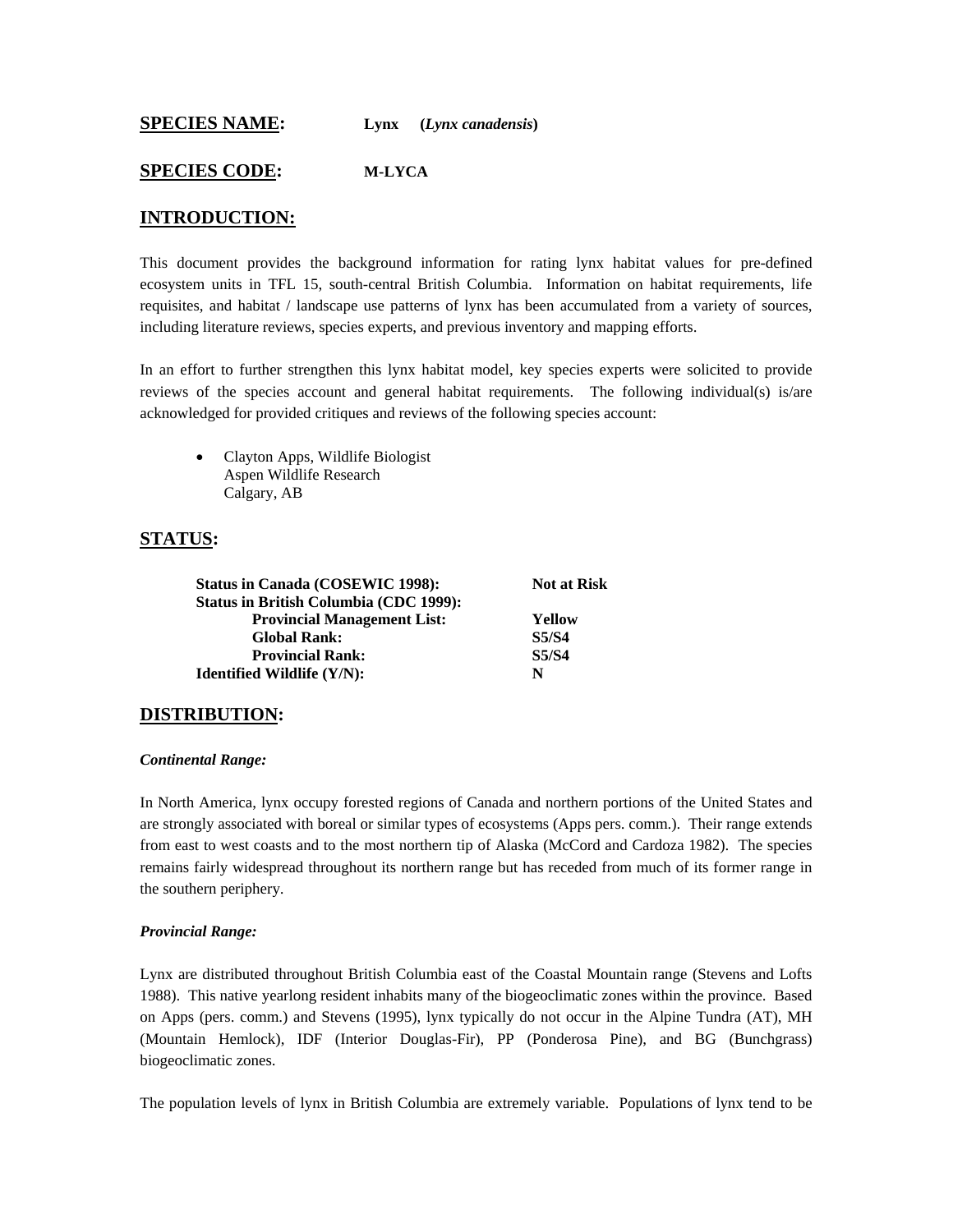## SPECIES NAME: **Lynx (*Lynx canadensis*)**

## SPECIES CODE: **M-LYCA**

## INTRODUCTION:

This document provides the background information for rating lynx habitat values for pre-defined ecosystem units in TFL 15, south-central British Columbia. Information on habitat requirements, life requisites, and habitat / landscape use patterns of lynx has been accumulated from a variety of sources, including literature reviews, species experts, and previous inventory and mapping efforts.

In an effort to further strengthen this lynx habitat model, key species experts were solicited to provide reviews of the species account and general habitat requirements. The following individual(s) is/are acknowledged for provided critiques and reviews of the following species account:

- Clayton Apps, Wildlife Biologist
  Aspen Wildlife Research
  Calgary, AB

## STATUS:

| | |
|---|---|
| **Status in Canada (COSEWIC 1998):** | **Not at Risk** |
| **Status in British Columbia (CDC 1999):** | |
| **Provincial Management List:** | **Yellow** |
| **Global Rank:** | **S5/S4** |
| **Provincial Rank:** | **S5/S4** |
| **Identified Wildlife (Y/N):** | **N** |

## DISTRIBUTION:

### *Continental Range:*

In North America, lynx occupy forested regions of Canada and northern portions of the United States and are strongly associated with boreal or similar types of ecosystems (Apps pers. comm.). Their range extends from east to west coasts and to the most northern tip of Alaska (McCord and Cardoza 1982). The species remains fairly widespread throughout its northern range but has receded from much of its former range in the southern periphery.

### *Provincial Range:*

Lynx are distributed throughout British Columbia east of the Coastal Mountain range (Stevens and Lofts 1988). This native yearlong resident inhabits many of the biogeoclimatic zones within the province. Based on Apps (pers. comm.) and Stevens (1995), lynx typically do not occur in the Alpine Tundra (AT), MH (Mountain Hemlock), IDF (Interior Douglas-Fir), PP (Ponderosa Pine), and BG (Bunchgrass) biogeoclimatic zones.

The population levels of lynx in British Columbia are extremely variable. Populations of lynx tend to be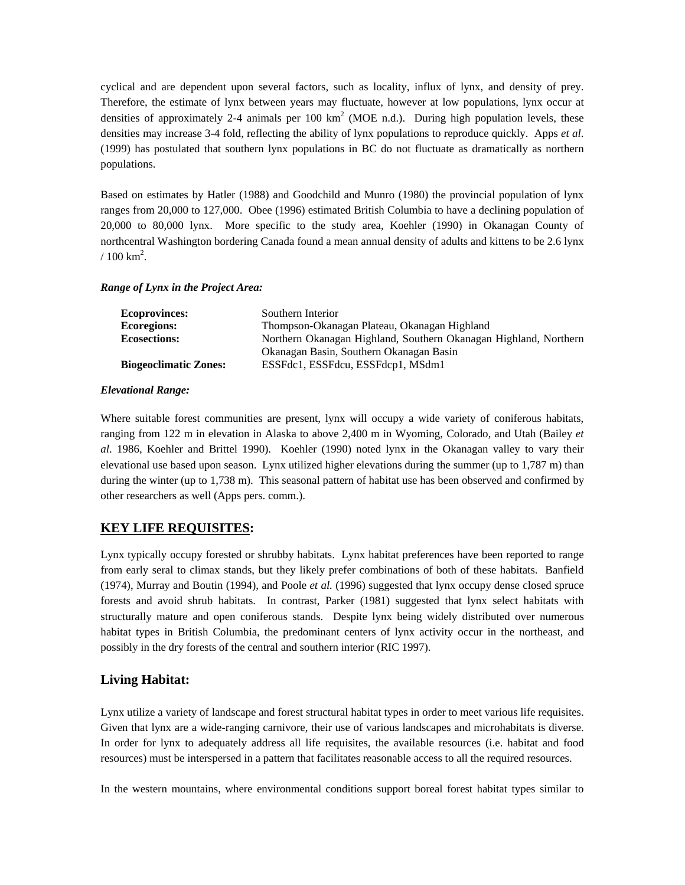cyclical and are dependent upon several factors, such as locality, influx of lynx, and density of prey. Therefore, the estimate of lynx between years may fluctuate, however at low populations, lynx occur at densities of approximately 2-4 animals per 100 $km^2$ (MOE n.d.). During high population levels, these densities may increase 3-4 fold, reflecting the ability of lynx populations to reproduce quickly. Apps *et al.* (1999) has postulated that southern lynx populations in BC do not fluctuate as dramatically as northern populations.

Based on estimates by Hatler (1988) and Goodchild and Munro (1980) the provincial population of lynx ranges from 20,000 to 127,000. Obee (1996) estimated British Columbia to have a declining population of 20,000 to 80,000 lynx. More specific to the study area, Koehler (1990) in Okanagan County of northcentral Washington bordering Canada found a mean annual density of adults and kittens to be 2.6 lynx / 100 $km^2$.

***Range of Lynx in the Project Area:***

| | |
|---|---|
| **Ecoprovinces:** | Southern Interior |
| **Ecoregions:** | Thompson-Okanagan Plateau, Okanagan Highland |
| **Ecosections:** | Northern Okanagan Highland, Southern Okanagan Highland, Northern Okanagan Basin, Southern Okanagan Basin |
| **Biogeoclimatic Zones:** | ESSFdc1, ESSFdcu, ESSFdcp1, MSdm1 |

***Elevational Range:***

Where suitable forest communities are present, lynx will occupy a wide variety of coniferous habitats, ranging from 122 m in elevation in Alaska to above 2,400 m in Wyoming, Colorado, and Utah (Bailey *et al*. 1986, Koehler and Brittel 1990). Koehler (1990) noted lynx in the Okanagan valley to vary their elevational use based upon season. Lynx utilized higher elevations during the summer (up to 1,787 m) than during the winter (up to 1,738 m). This seasonal pattern of habitat use has been observed and confirmed by other researchers as well (Apps pers. comm.).

## **<u>KEY LIFE REQUISITES</u>:**

Lynx typically occupy forested or shrubby habitats. Lynx habitat preferences have been reported to range from early seral to climax stands, but they likely prefer combinations of both of these habitats. Banfield (1974), Murray and Boutin (1994), and Poole *et al.* (1996) suggested that lynx occupy dense closed spruce forests and avoid shrub habitats. In contrast, Parker (1981) suggested that lynx select habitats with structurally mature and open coniferous stands. Despite lynx being widely distributed over numerous habitat types in British Columbia, the predominant centers of lynx activity occur in the northeast, and possibly in the dry forests of the central and southern interior (RIC 1997).

## Living Habitat:

Lynx utilize a variety of landscape and forest structural habitat types in order to meet various life requisites. Given that lynx are a wide-ranging carnivore, their use of various landscapes and microhabitats is diverse. In order for lynx to adequately address all life requisites, the available resources (i.e. habitat and food resources) must be interspersed in a pattern that facilitates reasonable access to all the required resources.

In the western mountains, where environmental conditions support boreal forest habitat types similar to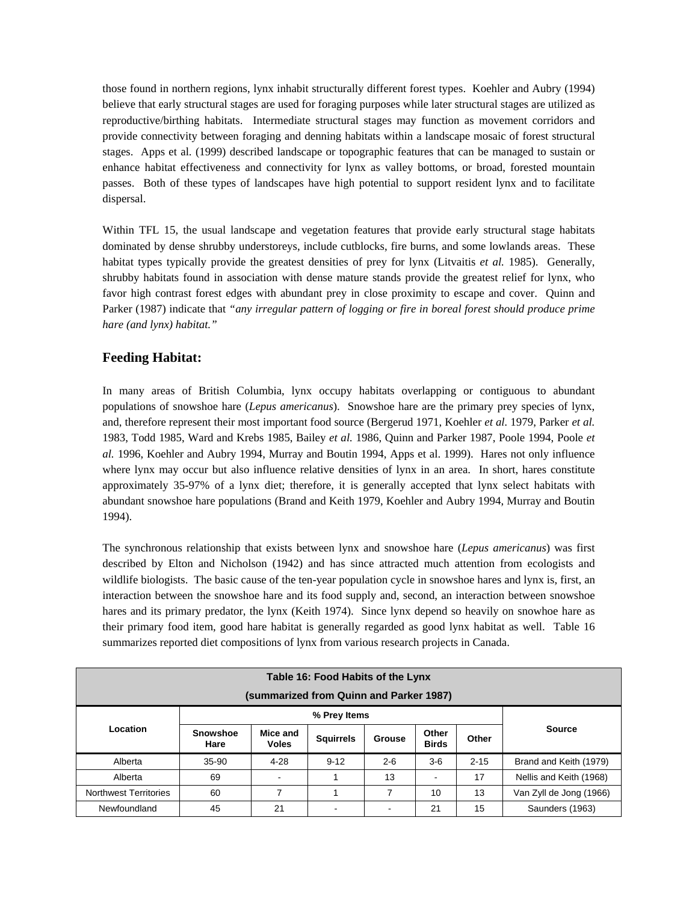those found in northern regions, lynx inhabit structurally different forest types. Koehler and Aubry (1994) believe that early structural stages are used for foraging purposes while later structural stages are utilized as reproductive/birthing habitats. Intermediate structural stages may function as movement corridors and provide connectivity between foraging and denning habitats within a landscape mosaic of forest structural stages. Apps et al. (1999) described landscape or topographic features that can be managed to sustain or enhance habitat effectiveness and connectivity for lynx as valley bottoms, or broad, forested mountain passes. Both of these types of landscapes have high potential to support resident lynx and to facilitate dispersal.

Within TFL 15, the usual landscape and vegetation features that provide early structural stage habitats dominated by dense shrubby understoreys, include cutblocks, fire burns, and some lowlands areas. These habitat types typically provide the greatest densities of prey for lynx (Litvaitis *et al.* 1985). Generally, shrubby habitats found in association with dense mature stands provide the greatest relief for lynx, who favor high contrast forest edges with abundant prey in close proximity to escape and cover. Quinn and Parker (1987) indicate that *"any irregular pattern of logging or fire in boreal forest should produce prime hare (and lynx) habitat."*

## Feeding Habitat:

In many areas of British Columbia, lynx occupy habitats overlapping or contiguous to abundant populations of snowshoe hare (*Lepus americanus*). Snowshoe hare are the primary prey species of lynx, and, therefore represent their most important food source (Bergerud 1971, Koehler *et al.* 1979, Parker *et al.* 1983, Todd 1985, Ward and Krebs 1985, Bailey *et al.* 1986, Quinn and Parker 1987, Poole 1994, Poole *et al.* 1996, Koehler and Aubry 1994, Murray and Boutin 1994, Apps et al. 1999). Hares not only influence where lynx may occur but also influence relative densities of lynx in an area. In short, hares constitute approximately 35-97% of a lynx diet; therefore, it is generally accepted that lynx select habitats with abundant snowshoe hare populations (Brand and Keith 1979, Koehler and Aubry 1994, Murray and Boutin 1994).

The synchronous relationship that exists between lynx and snowshoe hare (*Lepus americanus*) was first described by Elton and Nicholson (1942) and has since attracted much attention from ecologists and wildlife biologists. The basic cause of the ten-year population cycle in snowshoe hares and lynx is, first, an interaction between the snowshoe hare and its food supply and, second, an interaction between snowshoe hares and its primary predator, the lynx (Keith 1974). Since lynx depend so heavily on snowhoe hare as their primary food item, good hare habitat is generally regarded as good lynx habitat as well. Table 16 summarizes reported diet compositions of lynx from various research projects in Canada.

**Table 16: Food Habits of the Lynx (summarized from Quinn and Parker 1987)**

| Location | % Prey Items | | | | | | Source |
|---|---|---|---|---|---|---|---|
| | Snowshoe Hare | Mice and Voles | Squirrels | Grouse | Other Birds | Other | |
| Alberta | 35-90 | 4-28 | 9-12 | 2-6 | 3-6 | 2-15 | Brand and Keith (1979) |
| Alberta | 69 | - | 1 | 13 | - | 17 | Nellis and Keith (1968) |
| Northwest Territories | 60 | 7 | 1 | 7 | 10 | 13 | Van Zyll de Jong (1966) |
| Newfoundland | 45 | 21 | - | - | 21 | 15 | Saunders (1963) |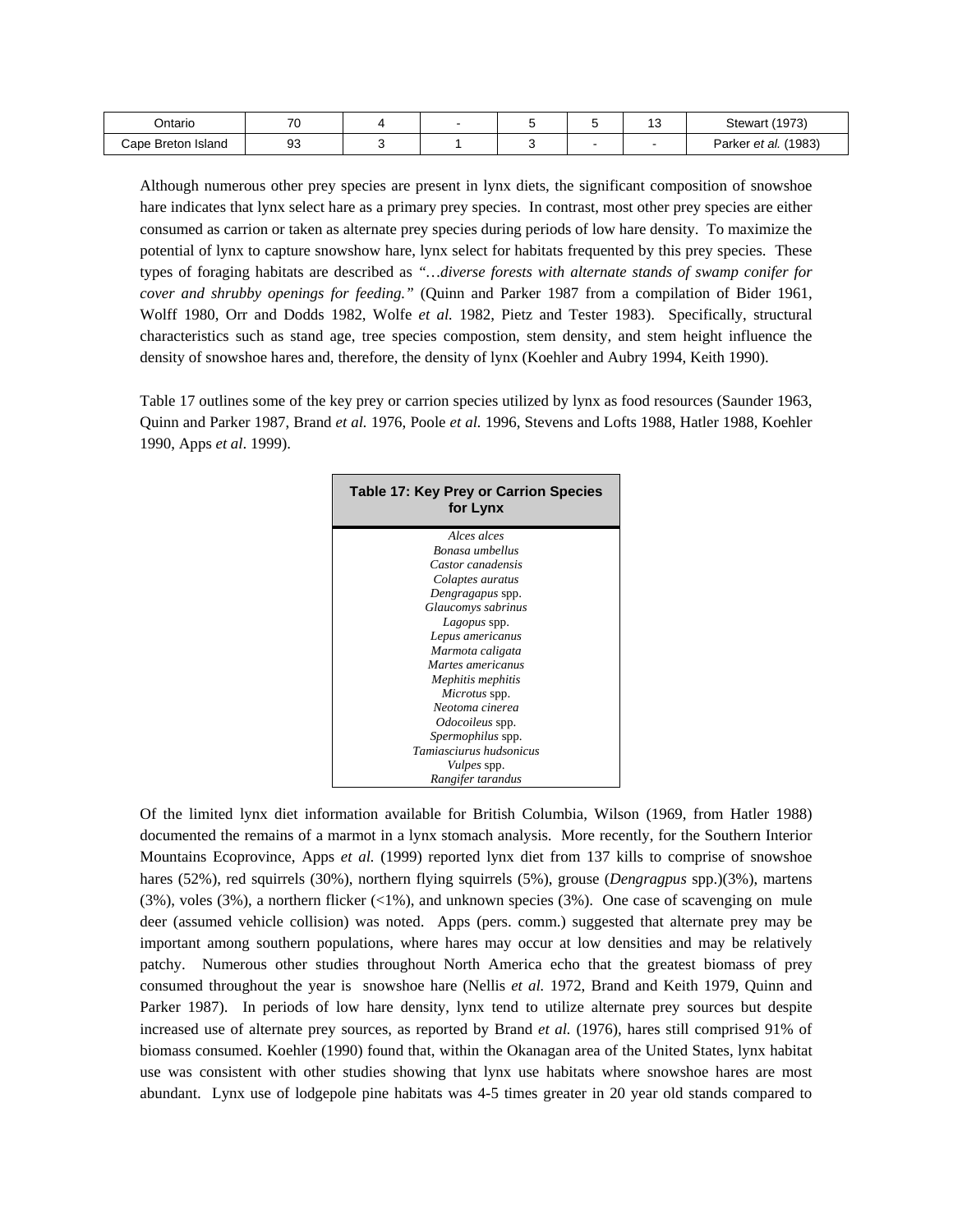| Ontario | 70 | 4 | - | 5 | 5 | 13 | Stewart (1973) |
|---|---|---|---|---|---|---|---|
| Cape Breton Island | 93 | 3 | 1 | 3 | - | - | Parker *et al.* (1983) |

Although numerous other prey species are present in lynx diets, the significant composition of snowshoe hare indicates that lynx select hare as a primary prey species. In contrast, most other prey species are either consumed as carrion or taken as alternate prey species during periods of low hare density. To maximize the potential of lynx to capture snowshow hare, lynx select for habitats frequented by this prey species. These types of foraging habitats are described as *"…diverse forests with alternate stands of swamp conifer for cover and shrubby openings for feeding."* (Quinn and Parker 1987 from a compilation of Bider 1961, Wolff 1980, Orr and Dodds 1982, Wolfe *et al.* 1982, Pietz and Tester 1983). Specifically, structural characteristics such as stand age, tree species compostion, stem density, and stem height influence the density of snowshoe hares and, therefore, the density of lynx (Koehler and Aubry 1994, Keith 1990).

Table 17 outlines some of the key prey or carrion species utilized by lynx as food resources (Saunder 1963, Quinn and Parker 1987, Brand *et al.* 1976, Poole *et al.* 1996, Stevens and Lofts 1988, Hatler 1988, Koehler 1990, Apps *et al*. 1999).

| **Table 17: Key Prey or Carrion Species for Lynx** |
|---|
| *Alces alces* |
| *Bonasa umbellus* |
| *Castor canadensis* |
| *Colaptes auratus* |
| *Dengragapus* spp. |
| *Glaucomys sabrinus* |
| *Lagopus* spp. |
| *Lepus americanus* |
| *Marmota caligata* |
| *Martes americanus* |
| *Mephitis mephitis* |
| *Microtus* spp. |
| *Neotoma cinerea* |
| *Odocoileus* spp. |
| *Spermophilus* spp. |
| *Tamiasciurus hudsonicus* |
| *Vulpes* spp. |
| *Rangifer tarandus* |

Of the limited lynx diet information available for British Columbia, Wilson (1969, from Hatler 1988) documented the remains of a marmot in a lynx stomach analysis. More recently, for the Southern Interior Mountains Ecoprovince, Apps *et al.* (1999) reported lynx diet from 137 kills to comprise of snowshoe hares (52%), red squirrels (30%), northern flying squirrels (5%), grouse (*Dengragpus* spp.)(3%), martens (3%), voles (3%), a northern flicker (<1%), and unknown species (3%). One case of scavenging on mule deer (assumed vehicle collision) was noted. Apps (pers. comm.) suggested that alternate prey may be important among southern populations, where hares may occur at low densities and may be relatively patchy. Numerous other studies throughout North America echo that the greatest biomass of prey consumed throughout the year is snowshoe hare (Nellis *et al.* 1972, Brand and Keith 1979, Quinn and Parker 1987). In periods of low hare density, lynx tend to utilize alternate prey sources but despite increased use of alternate prey sources, as reported by Brand *et al.* (1976), hares still comprised 91% of biomass consumed. Koehler (1990) found that, within the Okanagan area of the United States, lynx habitat use was consistent with other studies showing that lynx use habitats where snowshoe hares are most abundant. Lynx use of lodgepole pine habitats was 4-5 times greater in 20 year old stands compared to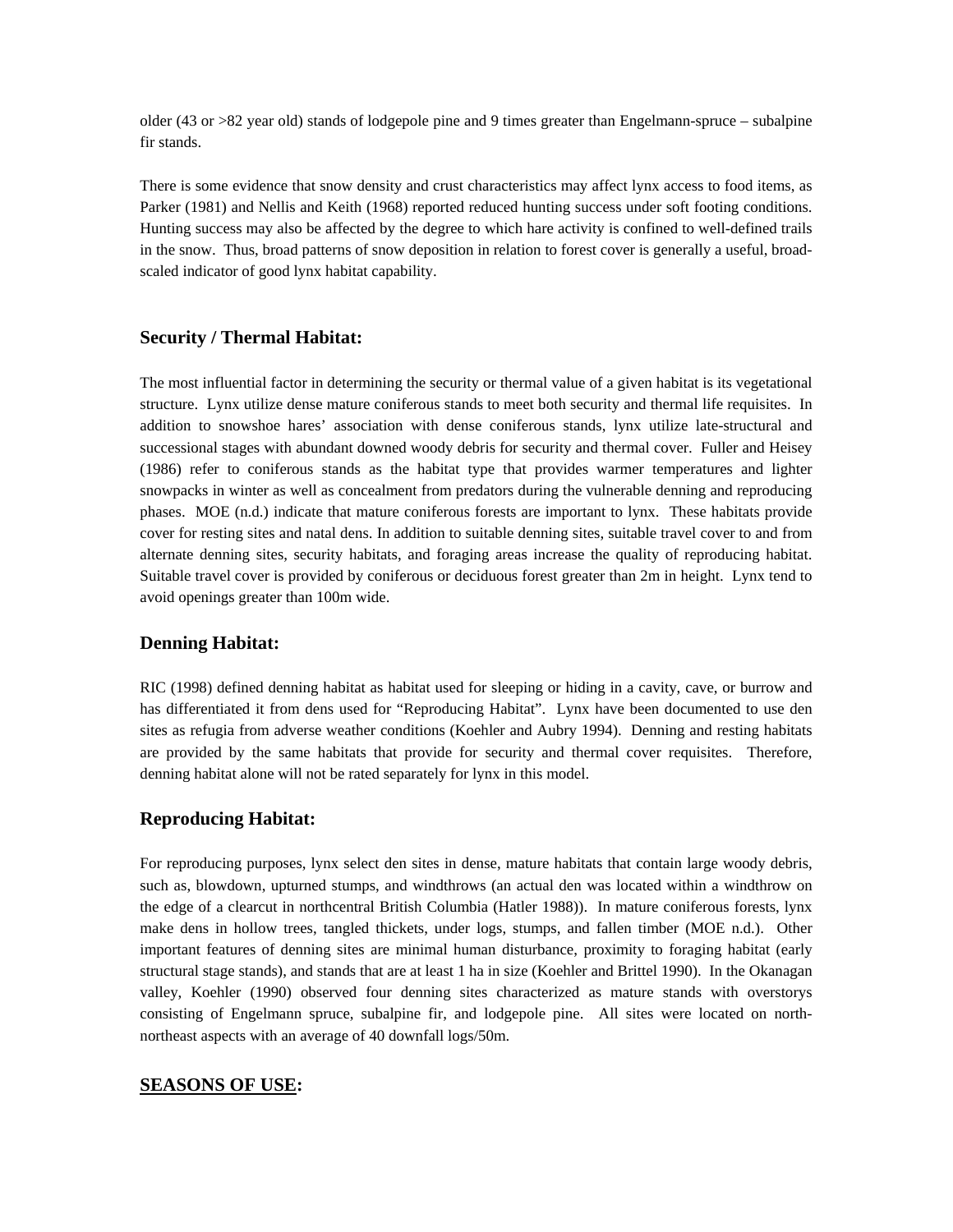older (43 or >82 year old) stands of lodgepole pine and 9 times greater than Engelmann-spruce – subalpine fir stands.

There is some evidence that snow density and crust characteristics may affect lynx access to food items, as Parker (1981) and Nellis and Keith (1968) reported reduced hunting success under soft footing conditions. Hunting success may also be affected by the degree to which hare activity is confined to well-defined trails in the snow. Thus, broad patterns of snow deposition in relation to forest cover is generally a useful, broad-scaled indicator of good lynx habitat capability.

## Security / Thermal Habitat:

The most influential factor in determining the security or thermal value of a given habitat is its vegetational structure. Lynx utilize dense mature coniferous stands to meet both security and thermal life requisites. In addition to snowshoe hares' association with dense coniferous stands, lynx utilize late-structural and successional stages with abundant downed woody debris for security and thermal cover. Fuller and Heisey (1986) refer to coniferous stands as the habitat type that provides warmer temperatures and lighter snowpacks in winter as well as concealment from predators during the vulnerable denning and reproducing phases. MOE (n.d.) indicate that mature coniferous forests are important to lynx. These habitats provide cover for resting sites and natal dens. In addition to suitable denning sites, suitable travel cover to and from alternate denning sites, security habitats, and foraging areas increase the quality of reproducing habitat. Suitable travel cover is provided by coniferous or deciduous forest greater than 2m in height. Lynx tend to avoid openings greater than 100m wide.

## Denning Habitat:

RIC (1998) defined denning habitat as habitat used for sleeping or hiding in a cavity, cave, or burrow and has differentiated it from dens used for "Reproducing Habitat". Lynx have been documented to use den sites as refugia from adverse weather conditions (Koehler and Aubry 1994). Denning and resting habitats are provided by the same habitats that provide for security and thermal cover requisites. Therefore, denning habitat alone will not be rated separately for lynx in this model.

## Reproducing Habitat:

For reproducing purposes, lynx select den sites in dense, mature habitats that contain large woody debris, such as, blowdown, upturned stumps, and windthrows (an actual den was located within a windthrow on the edge of a clearcut in northcentral British Columbia (Hatler 1988)). In mature coniferous forests, lynx make dens in hollow trees, tangled thickets, under logs, stumps, and fallen timber (MOE n.d.). Other important features of denning sites are minimal human disturbance, proximity to foraging habitat (early structural stage stands), and stands that are at least 1 ha in size (Koehler and Brittel 1990). In the Okanagan valley, Koehler (1990) observed four denning sites characterized as mature stands with overstorys consisting of Engelmann spruce, subalpine fir, and lodgepole pine. All sites were located on north-northeast aspects with an average of 40 downfall logs/50m.

## SEASONS OF USE: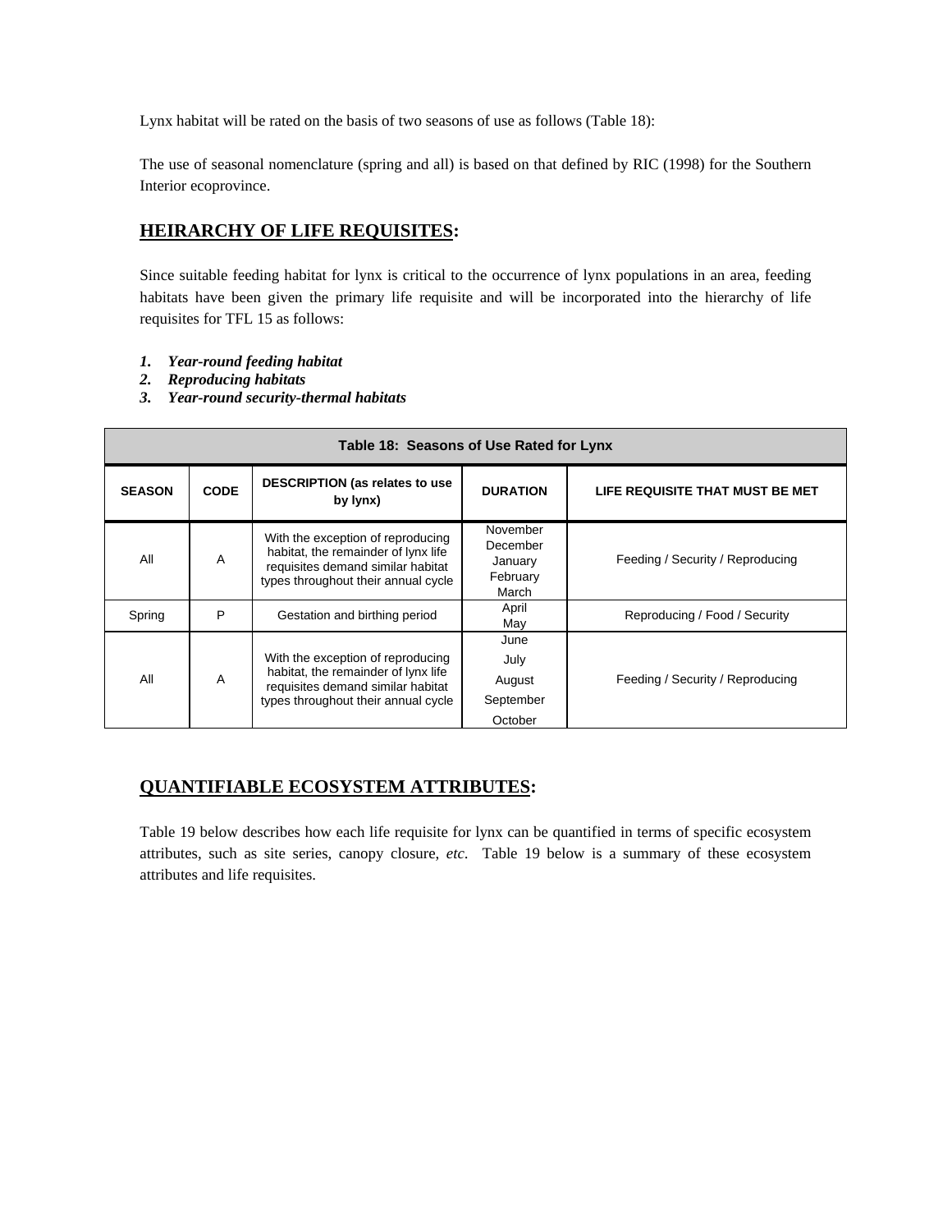Lynx habitat will be rated on the basis of two seasons of use as follows (Table 18):

The use of seasonal nomenclature (spring and all) is based on that defined by RIC (1998) for the Southern Interior ecoprovince.

## HEIRARCHY OF LIFE REQUISITES:

Since suitable feeding habitat for lynx is critical to the occurrence of lynx populations in an area, feeding habitats have been given the primary life requisite and will be incorporated into the hierarchy of life requisites for TFL 15 as follows:

1. ***Year-round feeding habitat***
2. ***Reproducing habitats***
3. ***Year-round security-thermal habitats***

**Table 18: Seasons of Use Rated for Lynx**

| SEASON | CODE | DESCRIPTION (as relates to use by lynx) | DURATION | LIFE REQUISITE THAT MUST BE MET |
|---|---|---|---|---|
| All | A | With the exception of reproducing habitat, the remainder of lynx life requisites demand similar habitat types throughout their annual cycle | November December January February March | Feeding / Security / Reproducing |
| Spring | P | Gestation and birthing period | April May | Reproducing / Food / Security |
| All | A | With the exception of reproducing habitat, the remainder of lynx life requisites demand similar habitat types throughout their annual cycle | June July August September October | Feeding / Security / Reproducing |

## QUANTIFIABLE ECOSYSTEM ATTRIBUTES:

Table 19 below describes how each life requisite for lynx can be quantified in terms of specific ecosystem attributes, such as site series, canopy closure, *etc*. Table 19 below is a summary of these ecosystem attributes and life requisites.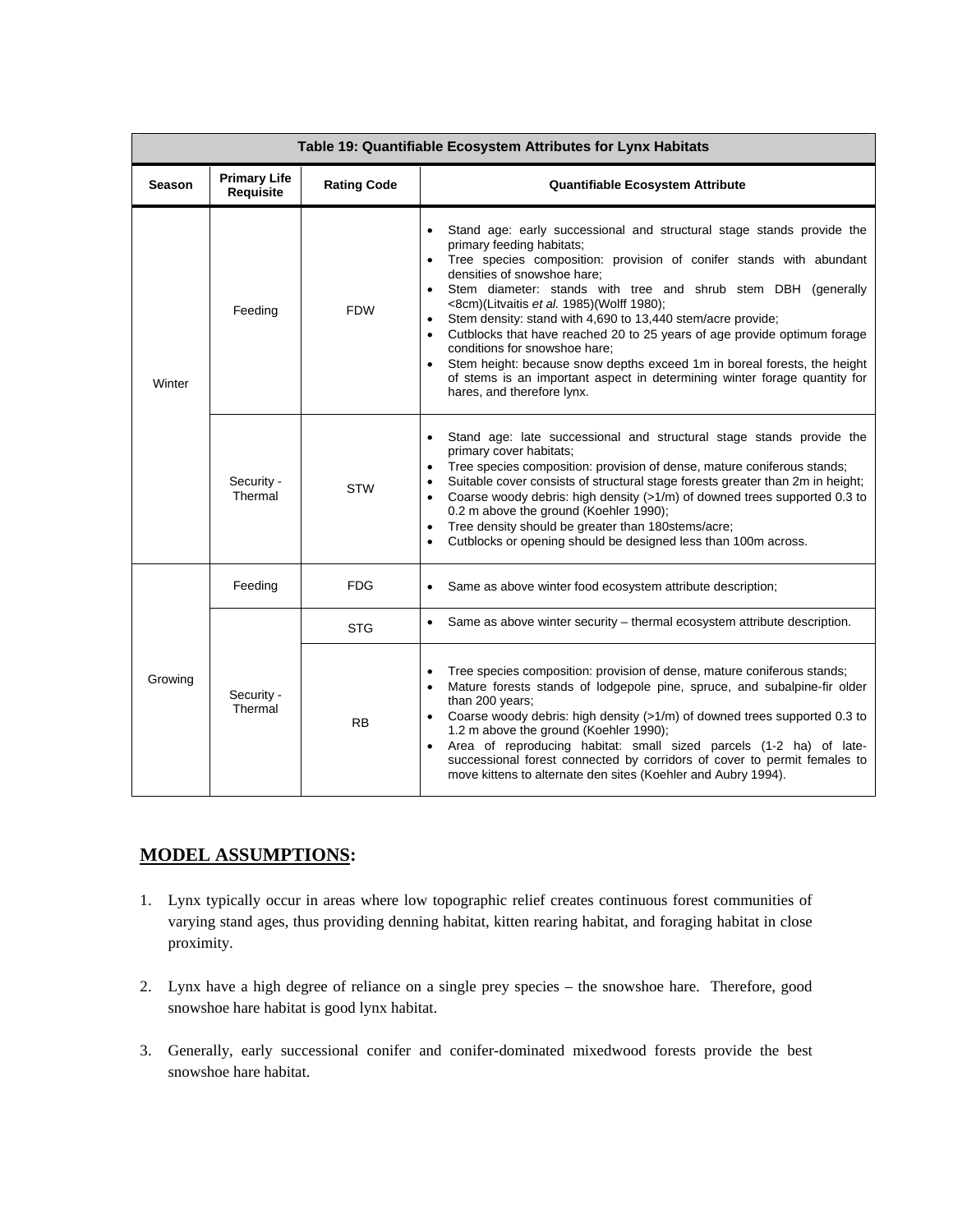**Table 19: Quantifiable Ecosystem Attributes for Lynx Habitats**

| Season | Primary Life Requisite | Rating Code | Quantifiable Ecosystem Attribute |
|---|---|---|---|
| Winter | Feeding | FDW | • Stand age: early successional and structural stage stands provide the primary feeding habitats;<br>• Tree species composition: provision of conifer stands with abundant densities of snowshoe hare;<br>• Stem diameter: stands with tree and shrub stem DBH (generally <8cm)(Litvaitis *et al.* 1985)(Wolff 1980);<br>• Stem density: stand with 4,690 to 13,440 stem/acre provide;<br>• Cutblocks that have reached 20 to 25 years of age provide optimum forage conditions for snowshoe hare;<br>• Stem height: because snow depths exceed 1m in boreal forests, the height of stems is an important aspect in determining winter forage quantity for hares, and therefore lynx. |
| | Security - Thermal | STW | • Stand age: late successional and structural stage stands provide the primary cover habitats;<br>• Tree species composition: provision of dense, mature coniferous stands;<br>• Suitable cover consists of structural stage forests greater than 2m in height;<br>• Coarse woody debris: high density (>1/m) of downed trees supported 0.3 to 0.2 m above the ground (Koehler 1990);<br>• Tree density should be greater than 180stems/acre;<br>• Cutblocks or opening should be designed less than 100m across. |
| Growing | Feeding | FDG | • Same as above winter food ecosystem attribute description; |
| | Security - Thermal | STG | • Same as above winter security – thermal ecosystem attribute description. |
| | | RB | • Tree species composition: provision of dense, mature coniferous stands;<br>• Mature forests stands of lodgepole pine, spruce, and subalpine-fir older than 200 years;<br>• Coarse woody debris: high density (>1/m) of downed trees supported 0.3 to 1.2 m above the ground (Koehler 1990);<br>• Area of reproducing habitat: small sized parcels (1-2 ha) of late-successional forest connected by corridors of cover to permit females to move kittens to alternate den sites (Koehler and Aubry 1994). |

## MODEL ASSUMPTIONS:

1. Lynx typically occur in areas where low topographic relief creates continuous forest communities of varying stand ages, thus providing denning habitat, kitten rearing habitat, and foraging habitat in close proximity.

2. Lynx have a high degree of reliance on a single prey species – the snowshoe hare. Therefore, good snowshoe hare habitat is good lynx habitat.

3. Generally, early successional conifer and conifer-dominated mixedwood forests provide the best snowshoe hare habitat.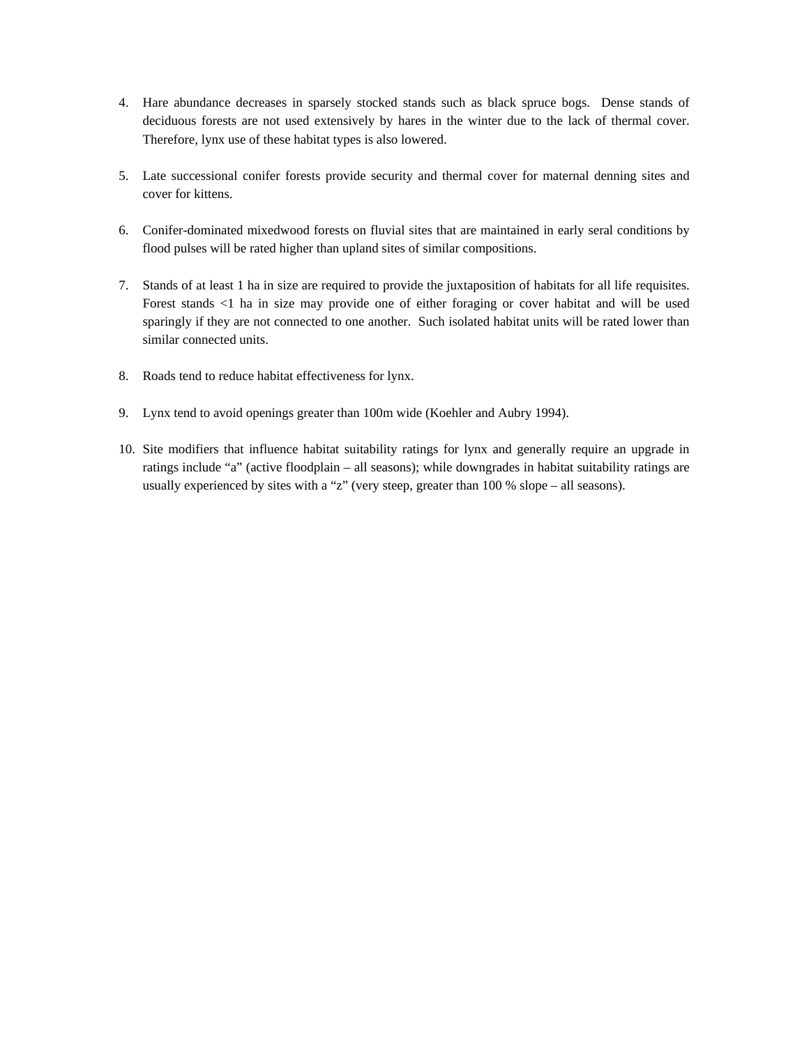4. Hare abundance decreases in sparsely stocked stands such as black spruce bogs. Dense stands of deciduous forests are not used extensively by hares in the winter due to the lack of thermal cover. Therefore, lynx use of these habitat types is also lowered.

5. Late successional conifer forests provide security and thermal cover for maternal denning sites and cover for kittens.

6. Conifer-dominated mixedwood forests on fluvial sites that are maintained in early seral conditions by flood pulses will be rated higher than upland sites of similar compositions.

7. Stands of at least 1 ha in size are required to provide the juxtaposition of habitats for all life requisites. Forest stands <1 ha in size may provide one of either foraging or cover habitat and will be used sparingly if they are not connected to one another. Such isolated habitat units will be rated lower than similar connected units.

8. Roads tend to reduce habitat effectiveness for lynx.

9. Lynx tend to avoid openings greater than 100m wide (Koehler and Aubry 1994).

10. Site modifiers that influence habitat suitability ratings for lynx and generally require an upgrade in ratings include “a” (active floodplain – all seasons); while downgrades in habitat suitability ratings are usually experienced by sites with a “z” (very steep, greater than 100 % slope – all seasons).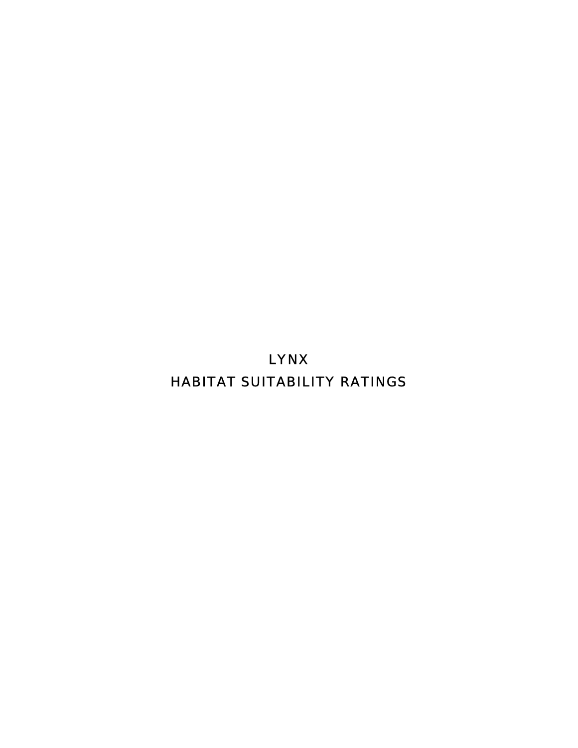# LYNX
# HABITAT SUITABILITY RATINGS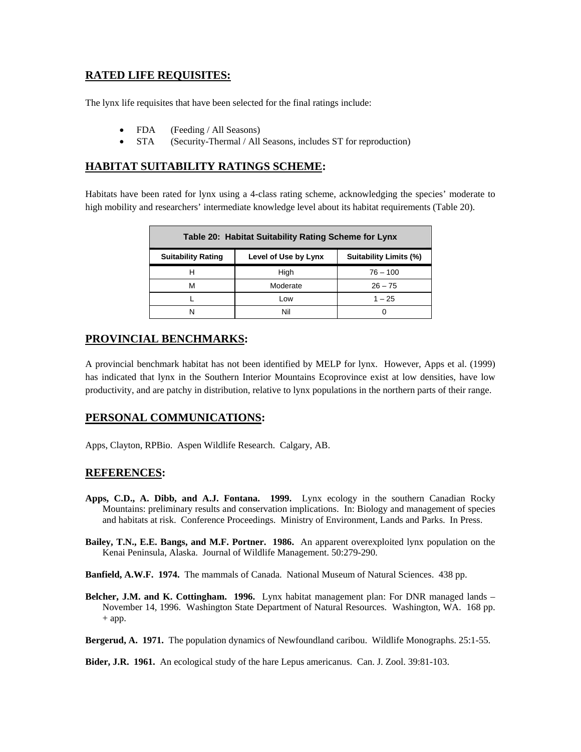## RATED LIFE REQUISITES:

The lynx life requisites that have been selected for the final ratings include:

- FDA (Feeding / All Seasons)
- STA (Security-Thermal / All Seasons, includes ST for reproduction)

## HABITAT SUITABILITY RATINGS SCHEME:

Habitats have been rated for lynx using a 4-class rating scheme, acknowledging the species' moderate to high mobility and researchers' intermediate knowledge level about its habitat requirements (Table 20).

**Table 20: Habitat Suitability Rating Scheme for Lynx**

| Suitability Rating | Level of Use by Lynx | Suitability Limits (%) |
|---|---|---|
| H | High | 76 – 100 |
| M | Moderate | 26 – 75 |
| L | Low | 1 – 25 |
| N | Nil | 0 |

## PROVINCIAL BENCHMARKS:

A provincial benchmark habitat has not been identified by MELP for lynx. However, Apps et al. (1999) has indicated that lynx in the Southern Interior Mountains Ecoprovince exist at low densities, have low productivity, and are patchy in distribution, relative to lynx populations in the northern parts of their range.

## PERSONAL COMMUNICATIONS:

Apps, Clayton, RPBio. Aspen Wildlife Research. Calgary, AB.

## REFERENCES:

**Apps, C.D., A. Dibb, and A.J. Fontana. 1999.** Lynx ecology in the southern Canadian Rocky Mountains: preliminary results and conservation implications. In: Biology and management of species and habitats at risk. Conference Proceedings. Ministry of Environment, Lands and Parks. In Press.

**Bailey, T.N., E.E. Bangs, and M.F. Portner. 1986.** An apparent overexploited lynx population on the Kenai Peninsula, Alaska. Journal of Wildlife Management. 50:279-290.

**Banfield, A.W.F. 1974.** The mammals of Canada. National Museum of Natural Sciences. 438 pp.

**Belcher, J.M. and K. Cottingham. 1996.** Lynx habitat management plan: For DNR managed lands – November 14, 1996. Washington State Department of Natural Resources. Washington, WA. 168 pp. + app.

**Bergerud, A. 1971.** The population dynamics of Newfoundland caribou. Wildlife Monographs. 25:1-55.

**Bider, J.R. 1961.** An ecological study of the hare Lepus americanus. Can. J. Zool. 39:81-103.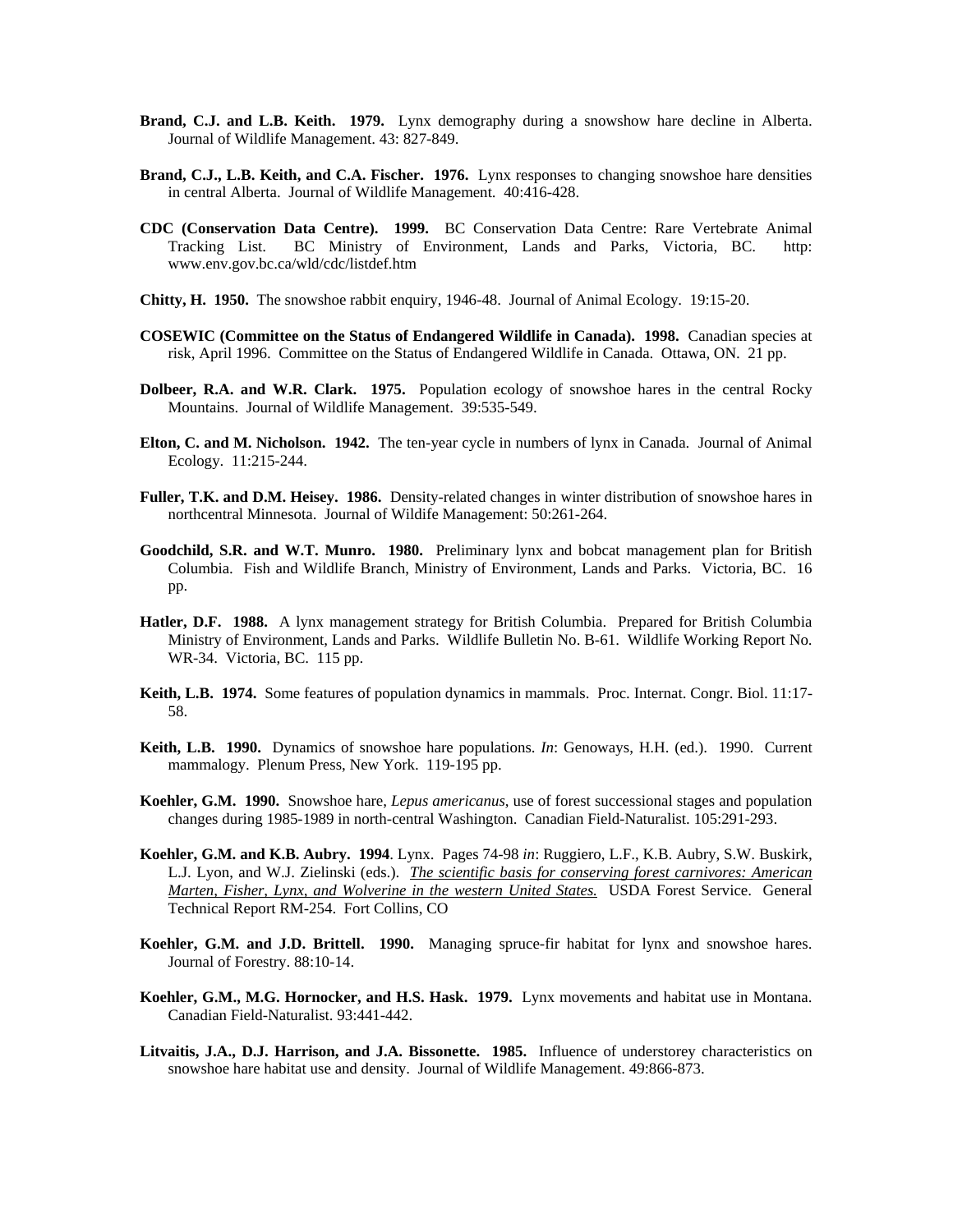**Brand, C.J. and L.B. Keith. 1979.** Lynx demography during a snowshow hare decline in Alberta. Journal of Wildlife Management. 43: 827-849.

**Brand, C.J., L.B. Keith, and C.A. Fischer. 1976.** Lynx responses to changing snowshoe hare densities in central Alberta. Journal of Wildlife Management. 40:416-428.

**CDC (Conservation Data Centre). 1999.** BC Conservation Data Centre: Rare Vertebrate Animal Tracking List. BC Ministry of Environment, Lands and Parks, Victoria, BC. http: www.env.gov.bc.ca/wld/cdc/listdef.htm

**Chitty, H. 1950.** The snowshoe rabbit enquiry, 1946-48. Journal of Animal Ecology. 19:15-20.

**COSEWIC (Committee on the Status of Endangered Wildlife in Canada). 1998.** Canadian species at risk, April 1996. Committee on the Status of Endangered Wildlife in Canada. Ottawa, ON. 21 pp.

**Dolbeer, R.A. and W.R. Clark. 1975.** Population ecology of snowshoe hares in the central Rocky Mountains. Journal of Wildlife Management. 39:535-549.

**Elton, C. and M. Nicholson. 1942.** The ten-year cycle in numbers of lynx in Canada. Journal of Animal Ecology. 11:215-244.

**Fuller, T.K. and D.M. Heisey. 1986.** Density-related changes in winter distribution of snowshoe hares in northcentral Minnesota. Journal of Wildife Management: 50:261-264.

**Goodchild, S.R. and W.T. Munro. 1980.** Preliminary lynx and bobcat management plan for British Columbia. Fish and Wildlife Branch, Ministry of Environment, Lands and Parks. Victoria, BC. 16 pp.

**Hatler, D.F. 1988.** A lynx management strategy for British Columbia. Prepared for British Columbia Ministry of Environment, Lands and Parks. Wildlife Bulletin No. B-61. Wildlife Working Report No. WR-34. Victoria, BC. 115 pp.

**Keith, L.B. 1974.** Some features of population dynamics in mammals. Proc. Internat. Congr. Biol. 11:17-58.

**Keith, L.B. 1990.** Dynamics of snowshoe hare populations. *In*: Genoways, H.H. (ed.). 1990. Current mammalogy. Plenum Press, New York. 119-195 pp.

**Koehler, G.M. 1990.** Snowshoe hare, *Lepus americanus*, use of forest successional stages and population changes during 1985-1989 in north-central Washington. Canadian Field-Naturalist. 105:291-293.

**Koehler, G.M. and K.B. Aubry. 1994**. Lynx. Pages 74-98 *in*: Ruggiero, L.F., K.B. Aubry, S.W. Buskirk, L.J. Lyon, and W.J. Zielinski (eds.). *The scientific basis for conserving forest carnivores: American Marten, Fisher, Lynx, and Wolverine in the western United States.* USDA Forest Service. General Technical Report RM-254. Fort Collins, CO

**Koehler, G.M. and J.D. Brittell. 1990.** Managing spruce-fir habitat for lynx and snowshoe hares. Journal of Forestry. 88:10-14.

**Koehler, G.M., M.G. Hornocker, and H.S. Hask. 1979.** Lynx movements and habitat use in Montana. Canadian Field-Naturalist. 93:441-442.

**Litvaitis, J.A., D.J. Harrison, and J.A. Bissonette. 1985.** Influence of understorey characteristics on snowshoe hare habitat use and density. Journal of Wildlife Management. 49:866-873.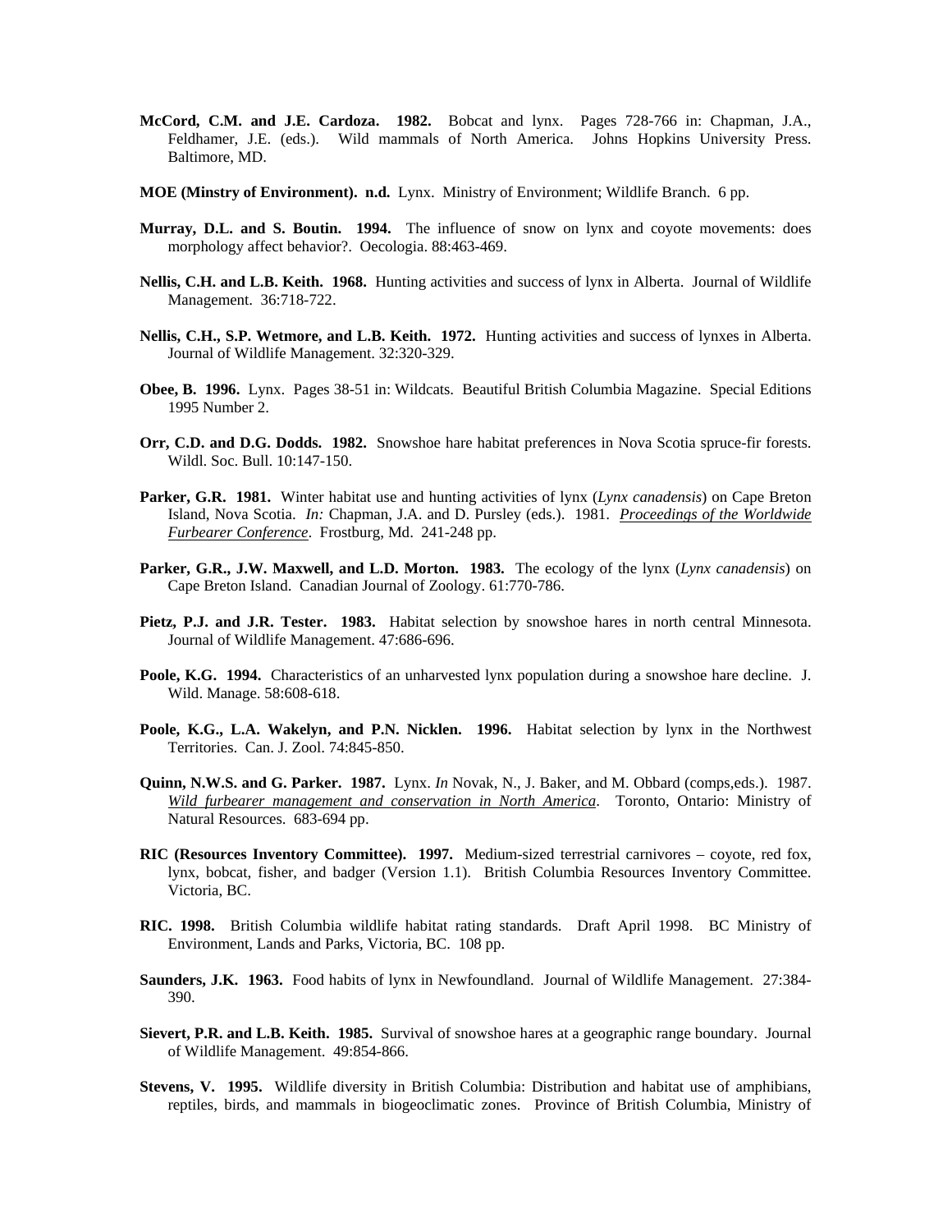**McCord, C.M. and J.E. Cardoza. 1982.** Bobcat and lynx. Pages 728-766 in: Chapman, J.A., Feldhamer, J.E. (eds.). Wild mammals of North America. Johns Hopkins University Press. Baltimore, MD.

**MOE (Minstry of Environment). n.d.** Lynx. Ministry of Environment; Wildlife Branch. 6 pp.

**Murray, D.L. and S. Boutin. 1994.** The influence of snow on lynx and coyote movements: does morphology affect behavior?. Oecologia. 88:463-469.

**Nellis, C.H. and L.B. Keith. 1968.** Hunting activities and success of lynx in Alberta. Journal of Wildlife Management. 36:718-722.

**Nellis, C.H., S.P. Wetmore, and L.B. Keith. 1972.** Hunting activities and success of lynxes in Alberta. Journal of Wildlife Management. 32:320-329.

**Obee, B. 1996.** Lynx. Pages 38-51 in: Wildcats. Beautiful British Columbia Magazine. Special Editions 1995 Number 2.

**Orr, C.D. and D.G. Dodds. 1982.** Snowshoe hare habitat preferences in Nova Scotia spruce-fir forests. Wildl. Soc. Bull. 10:147-150.

**Parker, G.R. 1981.** Winter habitat use and hunting activities of lynx (*Lynx canadensis*) on Cape Breton Island, Nova Scotia. *In:* Chapman, J.A. and D. Pursley (eds.). 1981. *Proceedings of the Worldwide Furbearer Conference*. Frostburg, Md. 241-248 pp.

**Parker, G.R., J.W. Maxwell, and L.D. Morton. 1983.** The ecology of the lynx (*Lynx canadensis*) on Cape Breton Island. Canadian Journal of Zoology. 61:770-786.

**Pietz, P.J. and J.R. Tester. 1983.** Habitat selection by snowshoe hares in north central Minnesota. Journal of Wildlife Management. 47:686-696.

**Poole, K.G. 1994.** Characteristics of an unharvested lynx population during a snowshoe hare decline. J. Wild. Manage. 58:608-618.

**Poole, K.G., L.A. Wakelyn, and P.N. Nicklen. 1996.** Habitat selection by lynx in the Northwest Territories. Can. J. Zool. 74:845-850.

**Quinn, N.W.S. and G. Parker. 1987.** Lynx. *In* Novak, N., J. Baker, and M. Obbard (comps,eds.). 1987. *Wild furbearer management and conservation in North America*. Toronto, Ontario: Ministry of Natural Resources. 683-694 pp.

**RIC (Resources Inventory Committee). 1997.** Medium-sized terrestrial carnivores – coyote, red fox, lynx, bobcat, fisher, and badger (Version 1.1). British Columbia Resources Inventory Committee. Victoria, BC.

**RIC. 1998.** British Columbia wildlife habitat rating standards. Draft April 1998. BC Ministry of Environment, Lands and Parks, Victoria, BC. 108 pp.

**Saunders, J.K. 1963.** Food habits of lynx in Newfoundland. Journal of Wildlife Management. 27:384-390.

**Sievert, P.R. and L.B. Keith. 1985.** Survival of snowshoe hares at a geographic range boundary. Journal of Wildlife Management. 49:854-866.

**Stevens, V. 1995.** Wildlife diversity in British Columbia: Distribution and habitat use of amphibians, reptiles, birds, and mammals in biogeoclimatic zones. Province of British Columbia, Ministry of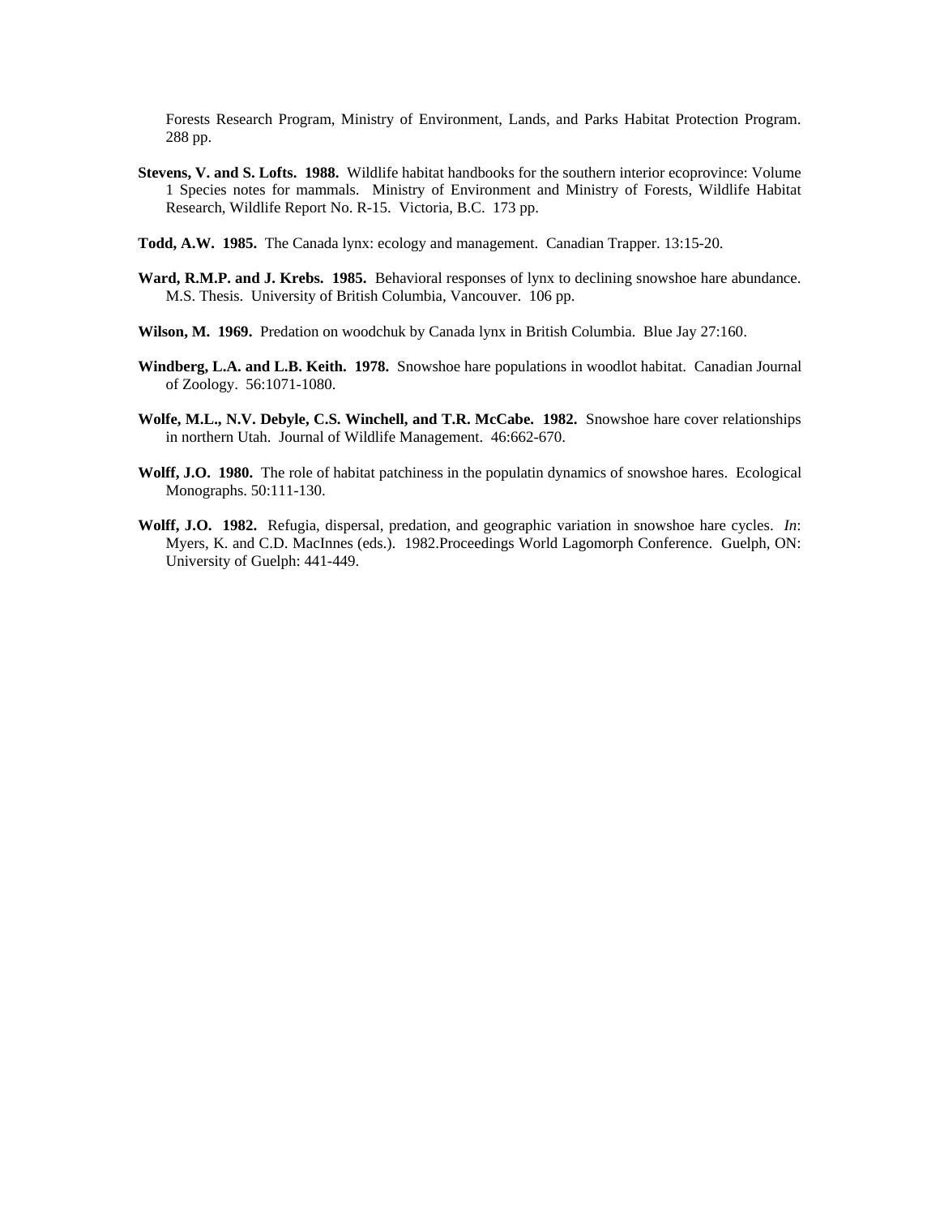Forests Research Program, Ministry of Environment, Lands, and Parks Habitat Protection Program. 288 pp.

**Stevens, V. and S. Lofts. 1988.** Wildlife habitat handbooks for the southern interior ecoprovince: Volume 1 Species notes for mammals. Ministry of Environment and Ministry of Forests, Wildlife Habitat Research, Wildlife Report No. R-15. Victoria, B.C. 173 pp.

**Todd, A.W. 1985.** The Canada lynx: ecology and management. Canadian Trapper. 13:15-20.

**Ward, R.M.P. and J. Krebs. 1985.** Behavioral responses of lynx to declining snowshoe hare abundance. M.S. Thesis. University of British Columbia, Vancouver. 106 pp.

**Wilson, M. 1969.** Predation on woodchuk by Canada lynx in British Columbia. Blue Jay 27:160.

**Windberg, L.A. and L.B. Keith. 1978.** Snowshoe hare populations in woodlot habitat. Canadian Journal of Zoology. 56:1071-1080.

**Wolfe, M.L., N.V. Debyle, C.S. Winchell, and T.R. McCabe. 1982.** Snowshoe hare cover relationships in northern Utah. Journal of Wildlife Management. 46:662-670.

**Wolff, J.O. 1980.** The role of habitat patchiness in the populatin dynamics of snowshoe hares. Ecological Monographs. 50:111-130.

**Wolff, J.O. 1982.** Refugia, dispersal, predation, and geographic variation in snowshoe hare cycles. *In*: Myers, K. and C.D. MacInnes (eds.). 1982.Proceedings World Lagomorph Conference. Guelph, ON: University of Guelph: 441-449.